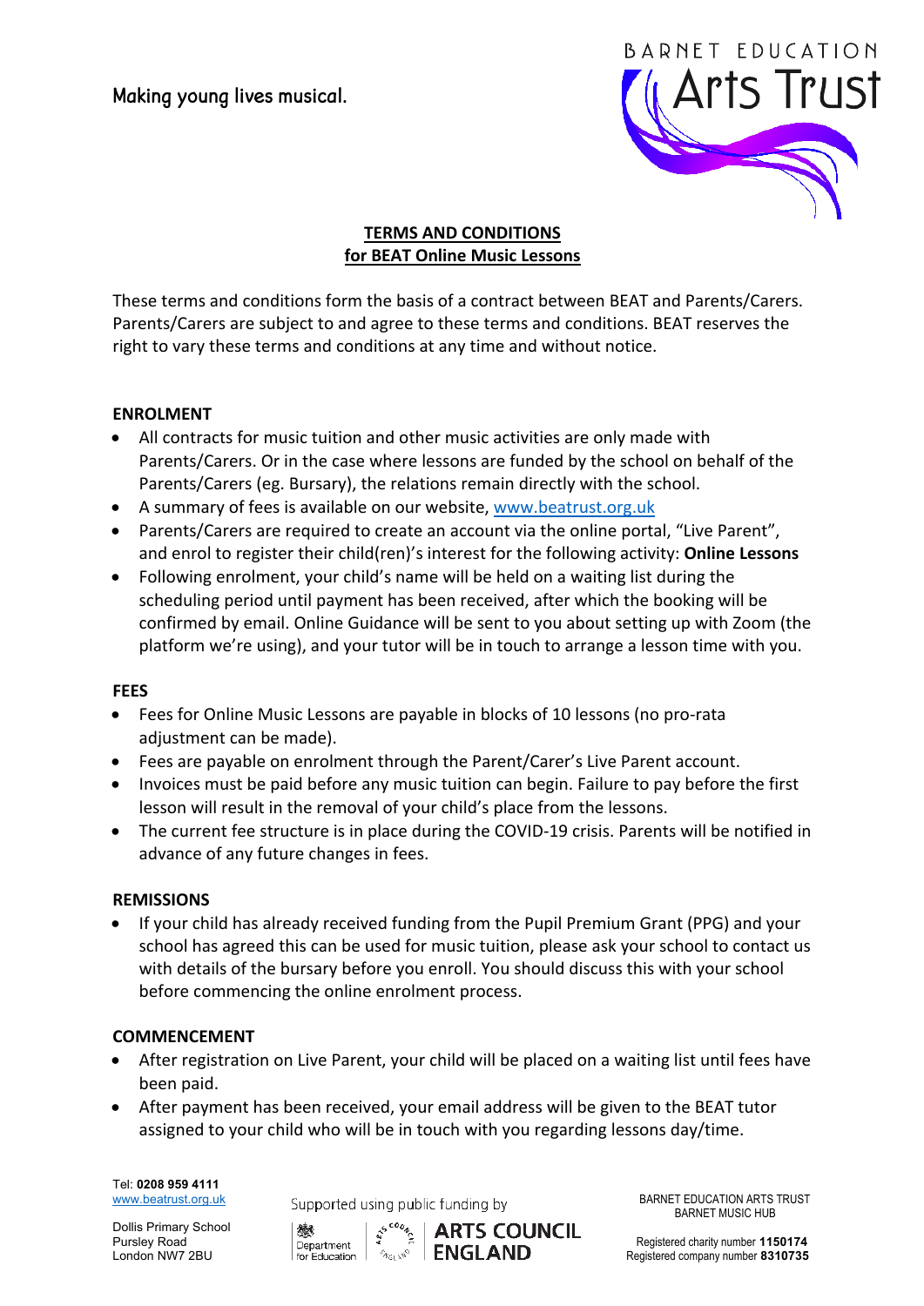Making young lives musical.

BARNET EDUCATION Arts Trust

**TERMS AND CONDITIONS**
**for BEAT Online Music Lessons**

These terms and conditions form the basis of a contract between BEAT and Parents/Carers. Parents/Carers are subject to and agree to these terms and conditions. BEAT reserves the right to vary these terms and conditions at any time and without notice.

## ENROLMENT

- All contracts for music tuition and other music activities are only made with Parents/Carers. Or in the case where lessons are funded by the school on behalf of the Parents/Carers (eg. Bursary), the relations remain directly with the school.
- A summary of fees is available on our website, www.beatrust.org.uk
- Parents/Carers are required to create an account via the online portal, "Live Parent", and enrol to register their child(ren)'s interest for the following activity: **Online Lessons**
- Following enrolment, your child's name will be held on a waiting list during the scheduling period until payment has been received, after which the booking will be confirmed by email. Online Guidance will be sent to you about setting up with Zoom (the platform we're using), and your tutor will be in touch to arrange a lesson time with you.

## FEES

- Fees for Online Music Lessons are payable in blocks of 10 lessons (no pro-rata adjustment can be made).
- Fees are payable on enrolment through the Parent/Carer's Live Parent account.
- Invoices must be paid before any music tuition can begin. Failure to pay before the first lesson will result in the removal of your child's place from the lessons.
- The current fee structure is in place during the COVID-19 crisis. Parents will be notified in advance of any future changes in fees.

## REMISSIONS

- If your child has already received funding from the Pupil Premium Grant (PPG) and your school has agreed this can be used for music tuition, please ask your school to contact us with details of the bursary before you enroll. You should discuss this with your school before commencing the online enrolment process.

## COMMENCEMENT

- After registration on Live Parent, your child will be placed on a waiting list until fees have been paid.
- After payment has been received, your email address will be given to the BEAT tutor assigned to your child who will be in touch with you regarding lessons day/time.

Tel: **0208 959 4111**
www.beatrust.org.uk

Dollis Primary School
Pursley Road
London NW7 2BU

Supported using public funding by
Department for Education | ARTS COUNCIL ENGLAND

BARNET EDUCATION ARTS TRUST
BARNET MUSIC HUB

Registered charity number **1150174**
Registered company number **8310735**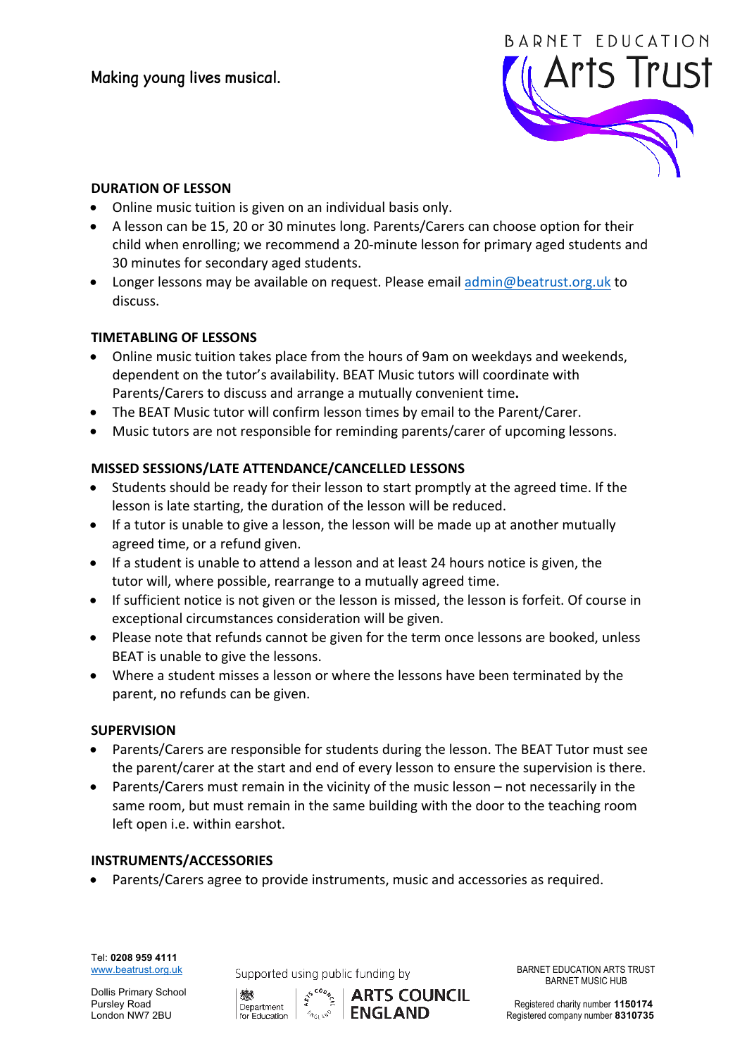Making young lives musical.

BARNET EDUCATION Arts Trust

**DURATION OF LESSON**

- Online music tuition is given on an individual basis only.
- A lesson can be 15, 20 or 30 minutes long. Parents/Carers can choose option for their child when enrolling; we recommend a 20-minute lesson for primary aged students and 30 minutes for secondary aged students.
- Longer lessons may be available on request. Please email [admin@beatrust.org.uk](mailto:admin@beatrust.org.uk) to discuss.

**TIMETABLING OF LESSONS**

- Online music tuition takes place from the hours of 9am on weekdays and weekends, dependent on the tutor's availability. BEAT Music tutors will coordinate with Parents/Carers to discuss and arrange a mutually convenient time**.**
- The BEAT Music tutor will confirm lesson times by email to the Parent/Carer.
- Music tutors are not responsible for reminding parents/carer of upcoming lessons.

**MISSED SESSIONS/LATE ATTENDANCE/CANCELLED LESSONS**

- Students should be ready for their lesson to start promptly at the agreed time. If the lesson is late starting, the duration of the lesson will be reduced.
- If a tutor is unable to give a lesson, the lesson will be made up at another mutually agreed time, or a refund given.
- If a student is unable to attend a lesson and at least 24 hours notice is given, the tutor will, where possible, rearrange to a mutually agreed time.
- If sufficient notice is not given or the lesson is missed, the lesson is forfeit. Of course in exceptional circumstances consideration will be given.
- Please note that refunds cannot be given for the term once lessons are booked, unless BEAT is unable to give the lessons.
- Where a student misses a lesson or where the lessons have been terminated by the parent, no refunds can be given.

**SUPERVISION**

- Parents/Carers are responsible for students during the lesson. The BEAT Tutor must see the parent/carer at the start and end of every lesson to ensure the supervision is there.
- Parents/Carers must remain in the vicinity of the music lesson – not necessarily in the same room, but must remain in the same building with the door to the teaching room left open i.e. within earshot.

**INSTRUMENTS/ACCESSORIES**

- Parents/Carers agree to provide instruments, music and accessories as required.

Tel: **0208 959 4111**
[www.beatrust.org.uk](http://www.beatrust.org.uk)

Dollis Primary School
Pursley Road
London NW7 2BU

Supported using public funding by
Department for Education
ARTS COUNCIL ENGLAND

BARNET EDUCATION ARTS TRUST
BARNET MUSIC HUB

Registered charity number **1150174**
Registered company number **8310735**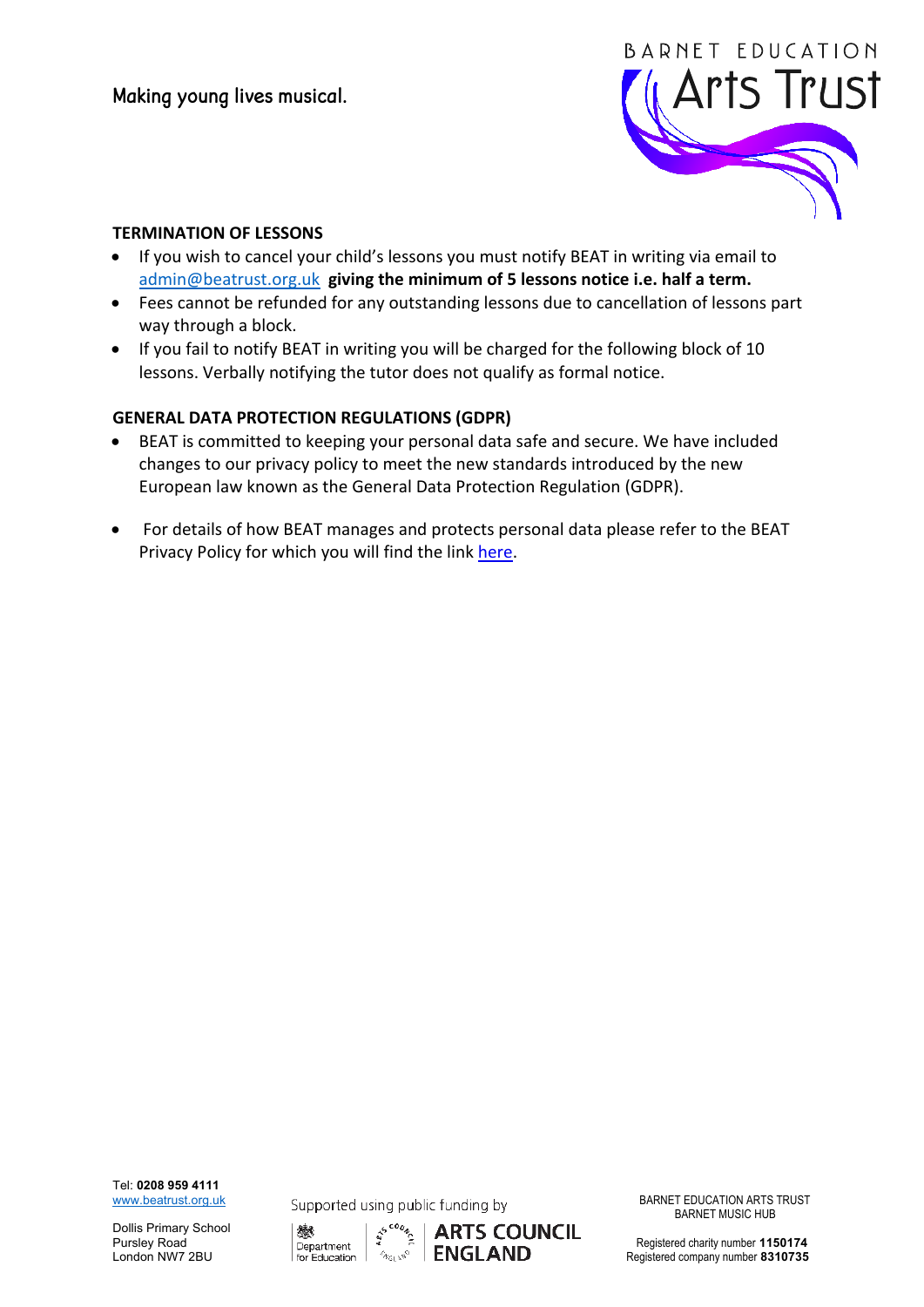Making young lives musical.

BARNET EDUCATION Arts Trust

**TERMINATION OF LESSONS**

- If you wish to cancel your child's lessons you must notify BEAT in writing via email to admin@beatrust.org.uk **giving the minimum of 5 lessons notice i.e. half a term.**
- Fees cannot be refunded for any outstanding lessons due to cancellation of lessons part way through a block.
- If you fail to notify BEAT in writing you will be charged for the following block of 10 lessons. Verbally notifying the tutor does not qualify as formal notice.

**GENERAL DATA PROTECTION REGULATIONS (GDPR)**

- BEAT is committed to keeping your personal data safe and secure. We have included changes to our privacy policy to meet the new standards introduced by the new European law known as the General Data Protection Regulation (GDPR).

- For details of how BEAT manages and protects personal data please refer to the BEAT Privacy Policy for which you will find the link here.

Tel: **0208 959 4111**
www.beatrust.org.uk

Dollis Primary School
Pursley Road
London NW7 2BU

Supported using public funding by
Department for Education
ARTS COUNCIL ENGLAND

BARNET EDUCATION ARTS TRUST
BARNET MUSIC HUB

Registered charity number **1150174**
Registered company number **8310735**